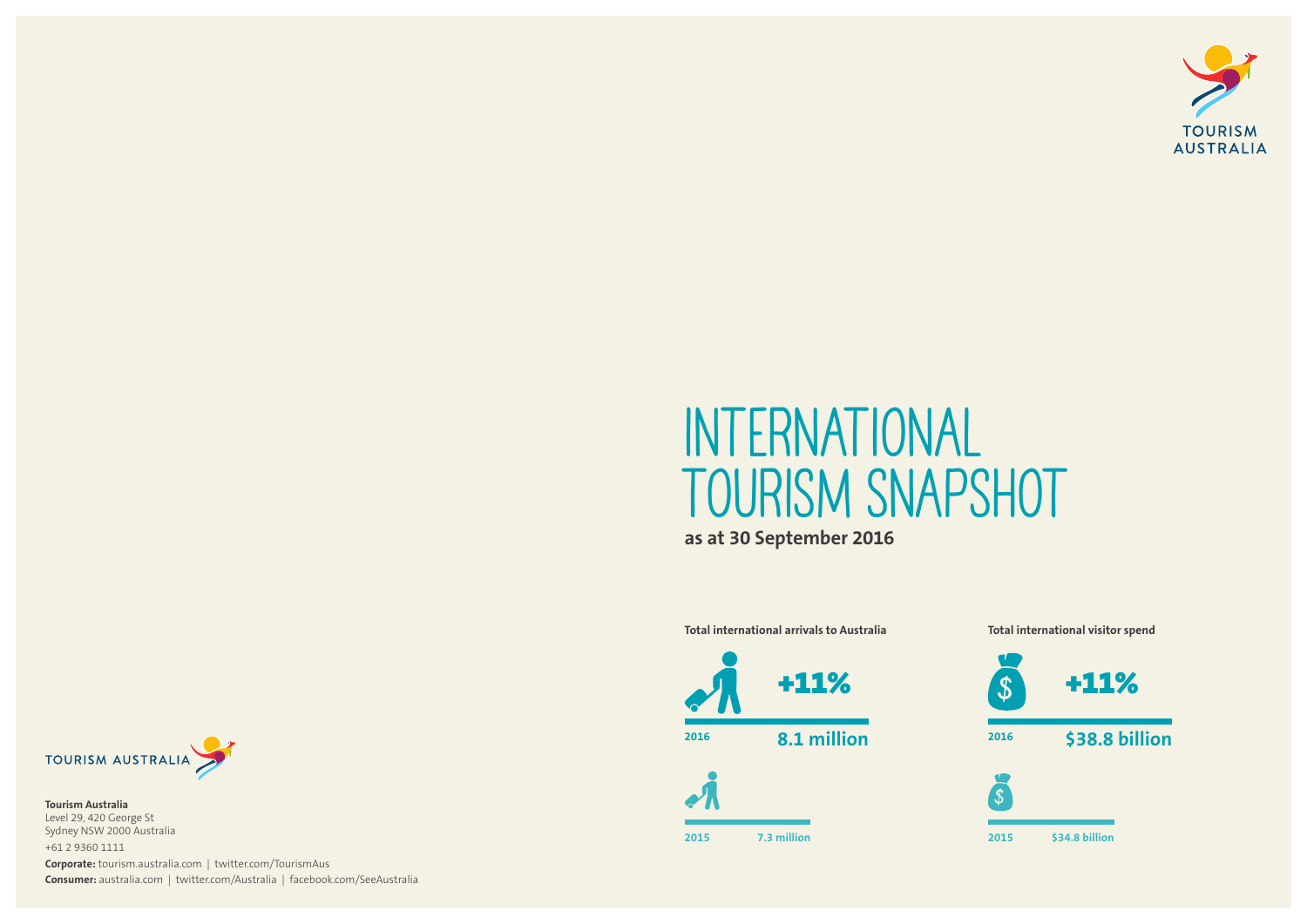# INTERNATIONAL TOURISM SNAPSHOT

**as at 30 September 2016**

**Total international arrivals to Australia**

+11%

2016 **8.1 million**

2015 7.3 million

**Total international visitor spend**

+11%

2016 **$38.8 billion**

2015 $34.8 billion

TOURISM AUSTRALIA

**Tourism Australia**
Level 29, 420 George St
Sydney NSW 2000 Australia
+61 2 9360 1111

**Corporate:** tourism.australia.com | twitter.com/TourismAus
**Consumer:** australia.com | twitter.com/Australia | facebook.com/SeeAustralia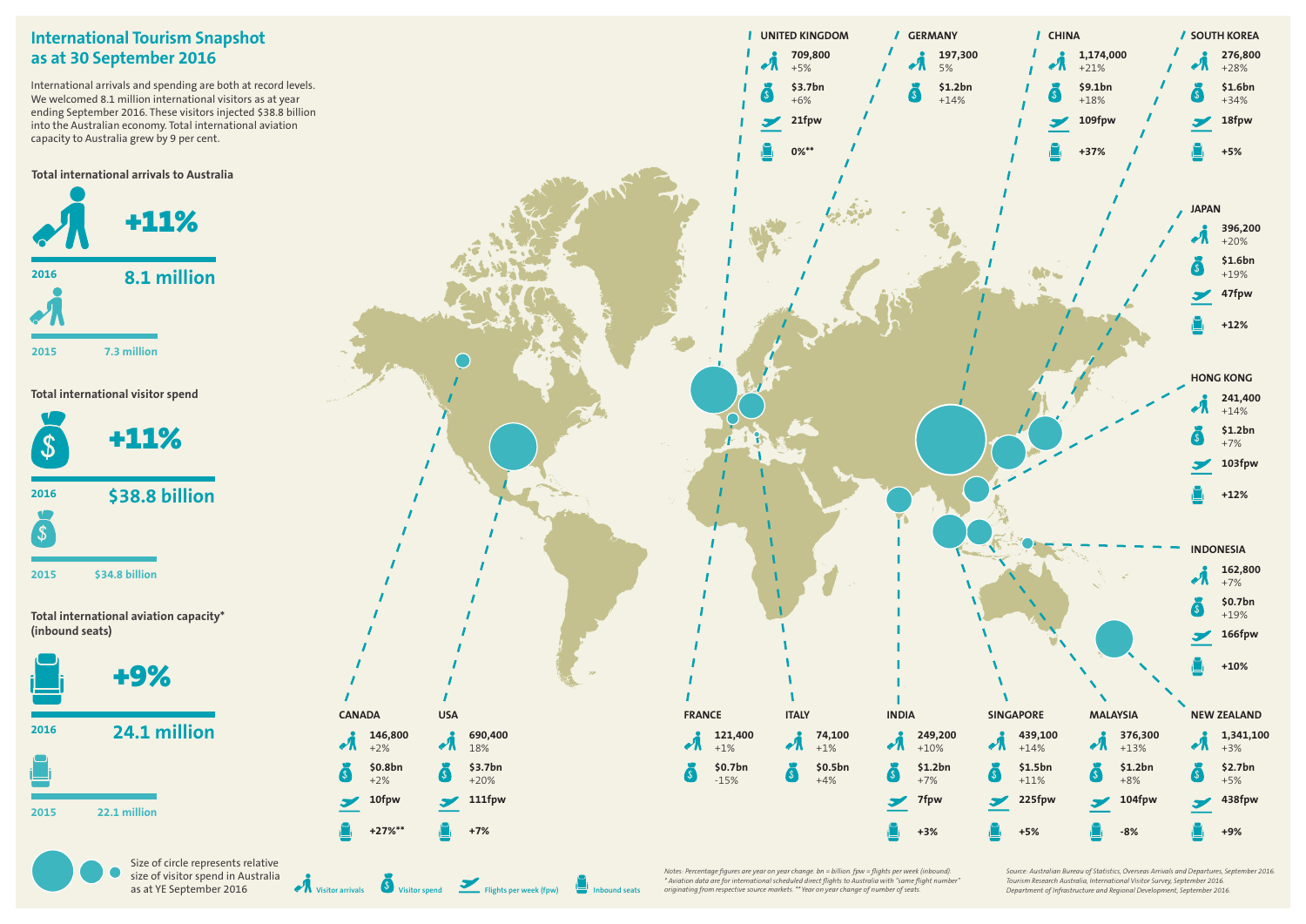# International Tourism Snapshot as at 30 September 2016

International arrivals and spending are both at record levels. We welcomed 8.1 million international visitors as at year ending September 2016. These visitors injected $38.8 billion into the Australian economy. Total international aviation capacity to Australia grew by 9 per cent.

## Total international arrivals to Australia

+11%

2016 8.1 million

2015 7.3 million

## Total international visitor spend

+11%

2016 $38.8 billion

2015 $34.8 billion

## Total international aviation capacity* (inbound seats)

+9%

2016 24.1 million

2015 22.1 million

Size of circle represents relative size of visitor spend in Australia as at YE September 2016

Visitor arrivals | Visitor spend | Flights per week (fpw) | Inbound seats

### UNITED KINGDOM
709,800
+5%
$3.7bn
+6%
21fpw
0%**

### GERMANY
197,300
5%
$1.2bn
+14%

### CHINA
1,174,000
+21%
$9.1bn
+18%
109fpw
+37%

### SOUTH KOREA
276,800
+28%
$1.6bn
+34%
18fpw
+5%

### JAPAN
396,200
+20%
$1.6bn
+19%
47fpw
+12%

### HONG KONG
241,400
+14%
$1.2bn
+7%
103fpw
+12%

### INDONESIA
162,800
+7%
$0.7bn
+19%
166fpw
+10%

### CANADA
146,800
+2%
$0.8bn
+2%
10fpw
+27%**

### USA
690,400
18%
$3.7bn
+20%
111fpw
+7%

### FRANCE
121,400
+1%
$0.7bn
-15%

### ITALY
74,100
+1%
$0.5bn
+4%

### INDIA
249,200
+10%
$1.2bn
+7%
7fpw
+3%

### SINGAPORE
439,100
+14%
$1.5bn
+11%
225fpw
+5%

### MALAYSIA
376,300
+13%
$1.2bn
+8%
104fpw
-8%

### NEW ZEALAND
1,341,100
+3%
$2.7bn
+5%
438fpw
+9%

*Notes: Percentage figures are year on year change. bn = billion. fpw = flights per week (inbound). * Aviation data are for international scheduled direct flights to Australia with "same flight number" originating from respective source markets. ** Year on year change of number of seats.*

*Source: Australian Bureau of Statistics, Overseas Arrivals and Departures, September 2016. Tourism Research Australia, International Visitor Survey, September 2016. Department of Infrastructure and Regional Development, September 2016.*